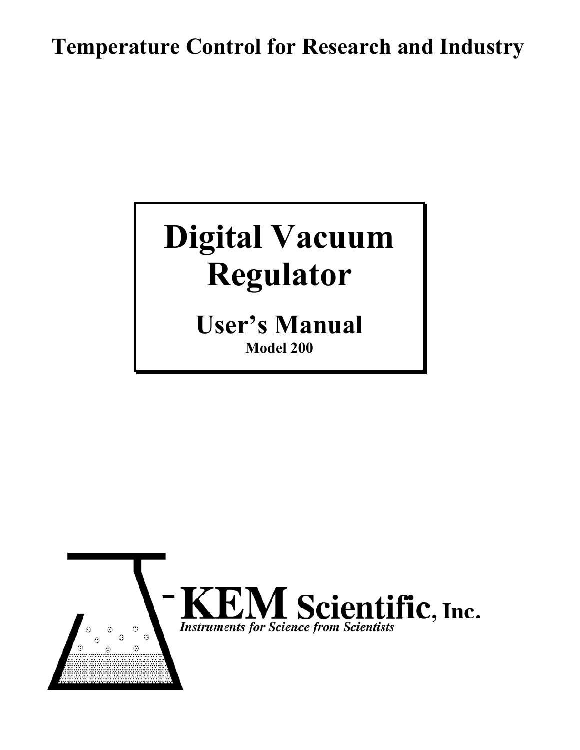**Temperature Control for Research and Industry**

# Digital Vacuum Regulator

## User's Manual

**Model 200**

KEM Scientific, Inc.

*Instruments for Science from Scientists*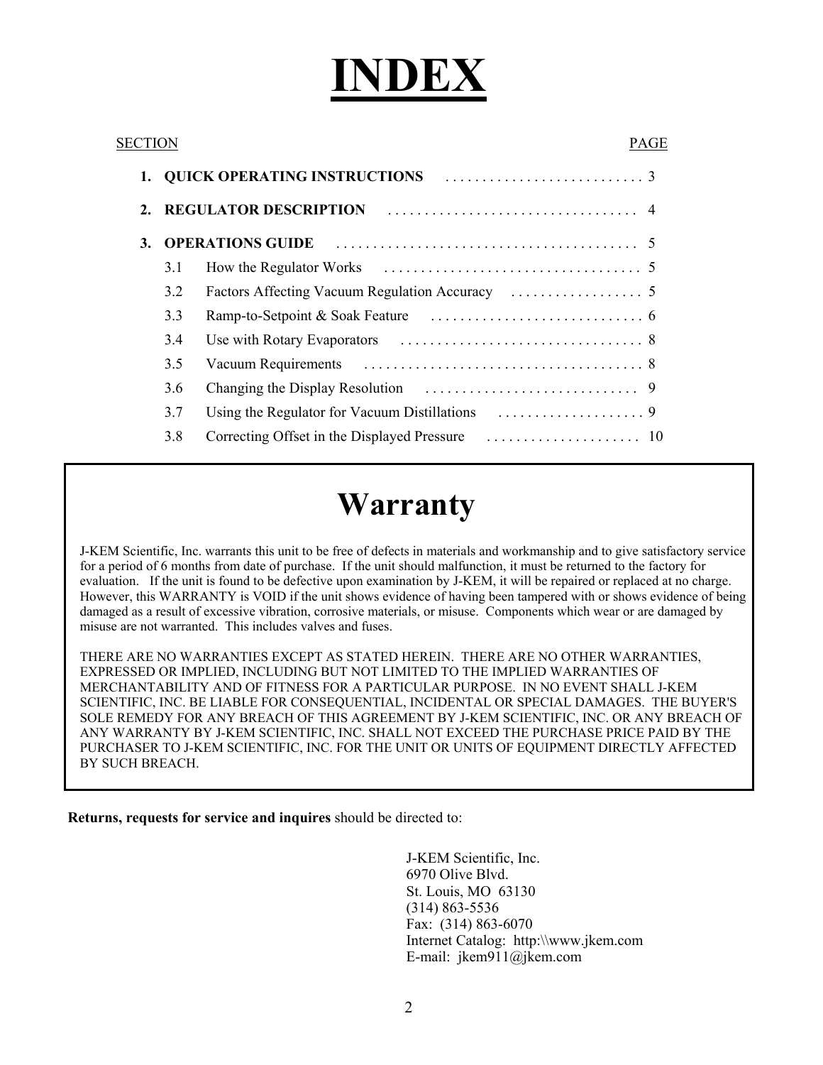# INDEX

| SECTION | | PAGE |
|---|---|---|
| **1.** | **QUICK OPERATING INSTRUCTIONS** | 3 |
| **2.** | **REGULATOR DESCRIPTION** | 4 |
| **3.** | **OPERATIONS GUIDE** | 5 |
| 3.1 | How the Regulator Works | 5 |
| 3.2 | Factors Affecting Vacuum Regulation Accuracy | 5 |
| 3.3 | Ramp-to-Setpoint & Soak Feature | 6 |
| 3.4 | Use with Rotary Evaporators | 8 |
| 3.5 | Vacuum Requirements | 8 |
| 3.6 | Changing the Display Resolution | 9 |
| 3.7 | Using the Regulator for Vacuum Distillations | 9 |
| 3.8 | Correcting Offset in the Displayed Pressure | 10 |

## Warranty

J-KEM Scientific, Inc. warrants this unit to be free of defects in materials and workmanship and to give satisfactory service for a period of 6 months from date of purchase. If the unit should malfunction, it must be returned to the factory for evaluation. If the unit is found to be defective upon examination by J-KEM, it will be repaired or replaced at no charge. However, this WARRANTY is VOID if the unit shows evidence of having been tampered with or shows evidence of being damaged as a result of excessive vibration, corrosive materials, or misuse. Components which wear or are damaged by misuse are not warranted. This includes valves and fuses.

THERE ARE NO WARRANTIES EXCEPT AS STATED HEREIN. THERE ARE NO OTHER WARRANTIES, EXPRESSED OR IMPLIED, INCLUDING BUT NOT LIMITED TO THE IMPLIED WARRANTIES OF MERCHANTABILITY AND OF FITNESS FOR A PARTICULAR PURPOSE. IN NO EVENT SHALL J-KEM SCIENTIFIC, INC. BE LIABLE FOR CONSEQUENTIAL, INCIDENTAL OR SPECIAL DAMAGES. THE BUYER'S SOLE REMEDY FOR ANY BREACH OF THIS AGREEMENT BY J-KEM SCIENTIFIC, INC. OR ANY BREACH OF ANY WARRANTY BY J-KEM SCIENTIFIC, INC. SHALL NOT EXCEED THE PURCHASE PRICE PAID BY THE PURCHASER TO J-KEM SCIENTIFIC, INC. FOR THE UNIT OR UNITS OF EQUIPMENT DIRECTLY AFFECTED BY SUCH BREACH.

**Returns, requests for service and inquires** should be directed to:

J-KEM Scientific, Inc.
6970 Olive Blvd.
St. Louis, MO 63130
(314) 863-5536
Fax: (314) 863-6070
Internet Catalog: http:\\www.jkem.com
E-mail: jkem911@jkem.com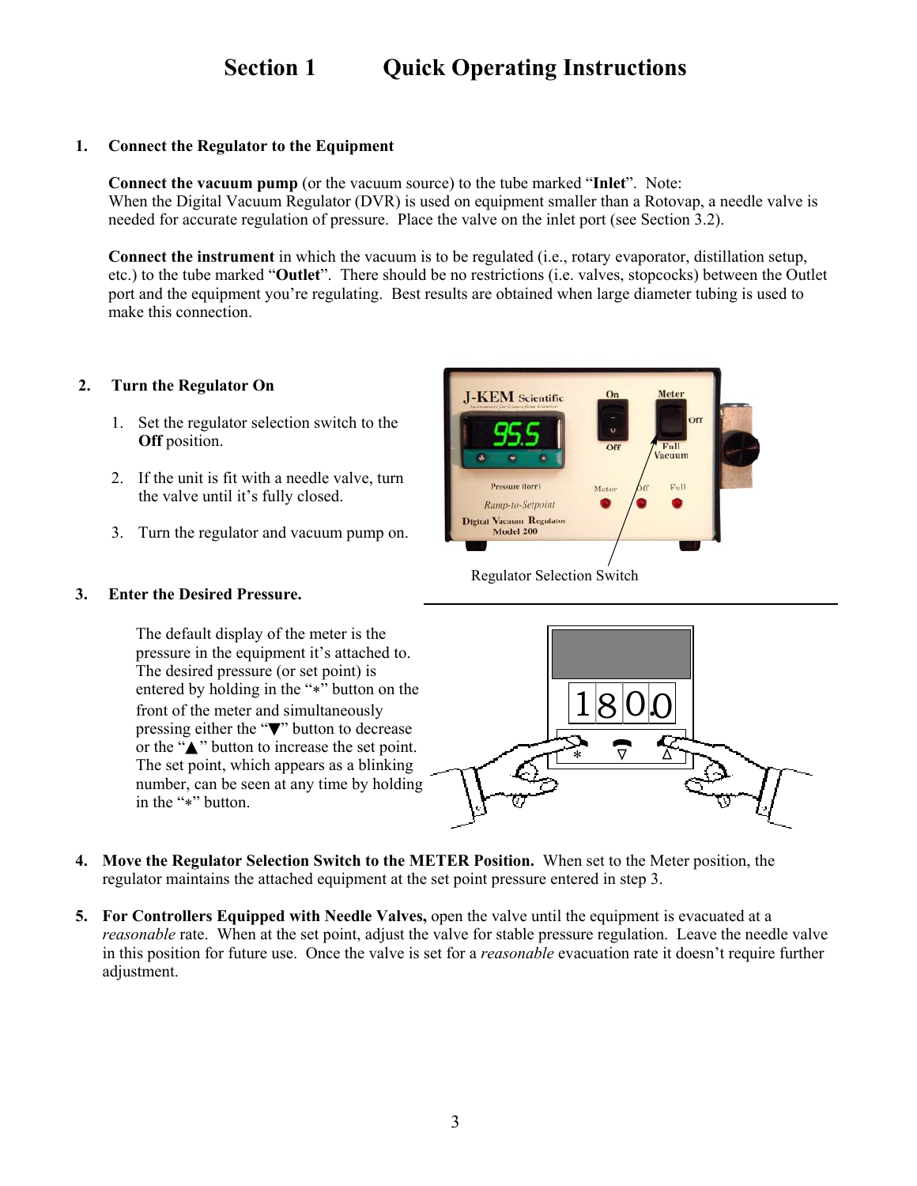# Section 1 Quick Operating Instructions

1. **Connect the Regulator to the Equipment**

   **Connect the vacuum pump** (or the vacuum source) to the tube marked "**Inlet**". Note: When the Digital Vacuum Regulator (DVR) is used on equipment smaller than a Rotovap, a needle valve is needed for accurate regulation of pressure. Place the valve on the inlet port (see Section 3.2).

   **Connect the instrument** in which the vacuum is to be regulated (i.e., rotary evaporator, distillation setup, etc.) to the tube marked "**Outlet**". There should be no restrictions (i.e. valves, stopcocks) between the Outlet port and the equipment you're regulating. Best results are obtained when large diameter tubing is used to make this connection.

2. **Turn the Regulator On**

   1. Set the regulator selection switch to the **Off** position.
   2. If the unit is fit with a needle valve, turn the valve until it's fully closed.
   3. Turn the regulator and vacuum pump on.

Regulator Selection Switch

3. **Enter the Desired Pressure.**

   The default display of the meter is the pressure in the equipment it's attached to. The desired pressure (or set point) is entered by holding in the "*" button on the front of the meter and simultaneously pressing either the "▼" button to decrease or the "▲" button to increase the set point. The set point, which appears as a blinking number, can be seen at any time by holding in the "*" button.

4. **Move the Regulator Selection Switch to the METER Position.** When set to the Meter position, the regulator maintains the attached equipment at the set point pressure entered in step 3.

5. **For Controllers Equipped with Needle Valves,** open the valve until the equipment is evacuated at a *reasonable* rate. When at the set point, adjust the valve for stable pressure regulation. Leave the needle valve in this position for future use. Once the valve is set for a *reasonable* evacuation rate it doesn't require further adjustment.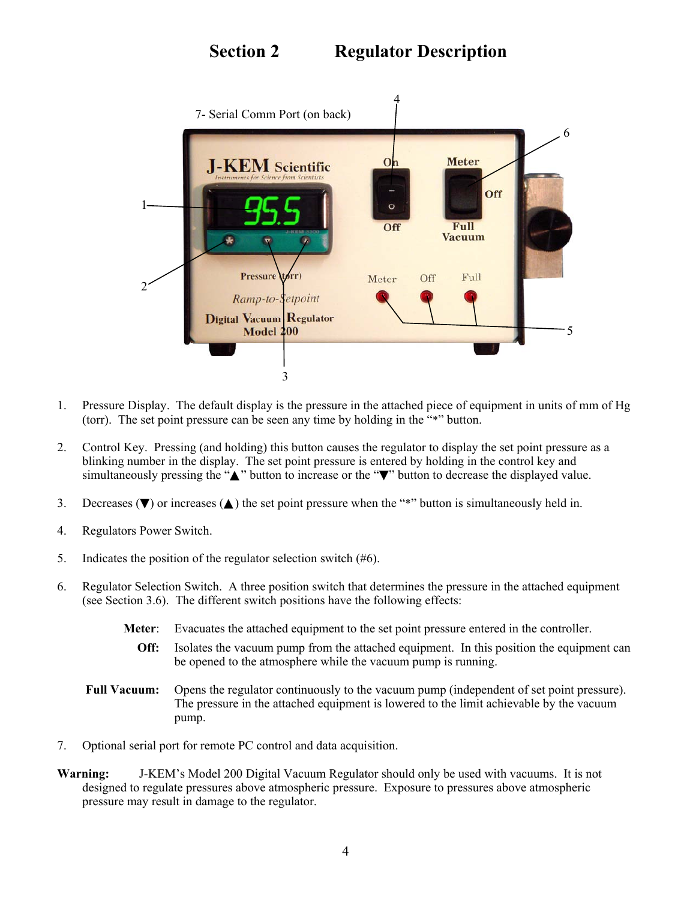# Section 2 Regulator Description

7- Serial Comm Port (on back)

1. Pressure Display. The default display is the pressure in the attached piece of equipment in units of mm of Hg (torr). The set point pressure can be seen any time by holding in the "*" button.

2. Control Key. Pressing (and holding) this button causes the regulator to display the set point pressure as a blinking number in the display. The set point pressure is entered by holding in the control key and simultaneously pressing the "▲" button to increase or the "▼" button to decrease the displayed value.

3. Decreases (▼) or increases (▲) the set point pressure when the "*" button is simultaneously held in.

4. Regulators Power Switch.

5. Indicates the position of the regulator selection switch (#6).

6. Regulator Selection Switch. A three position switch that determines the pressure in the attached equipment (see Section 3.6). The different switch positions have the following effects:

   **Meter**: Evacuates the attached equipment to the set point pressure entered in the controller.

   **Off:** Isolates the vacuum pump from the attached equipment. In this position the equipment can be opened to the atmosphere while the vacuum pump is running.

   **Full Vacuum:** Opens the regulator continuously to the vacuum pump (independent of set point pressure). The pressure in the attached equipment is lowered to the limit achievable by the vacuum pump.

7. Optional serial port for remote PC control and data acquisition.

**Warning:** J-KEM's Model 200 Digital Vacuum Regulator should only be used with vacuums. It is not designed to regulate pressures above atmospheric pressure. Exposure to pressures above atmospheric pressure may result in damage to the regulator.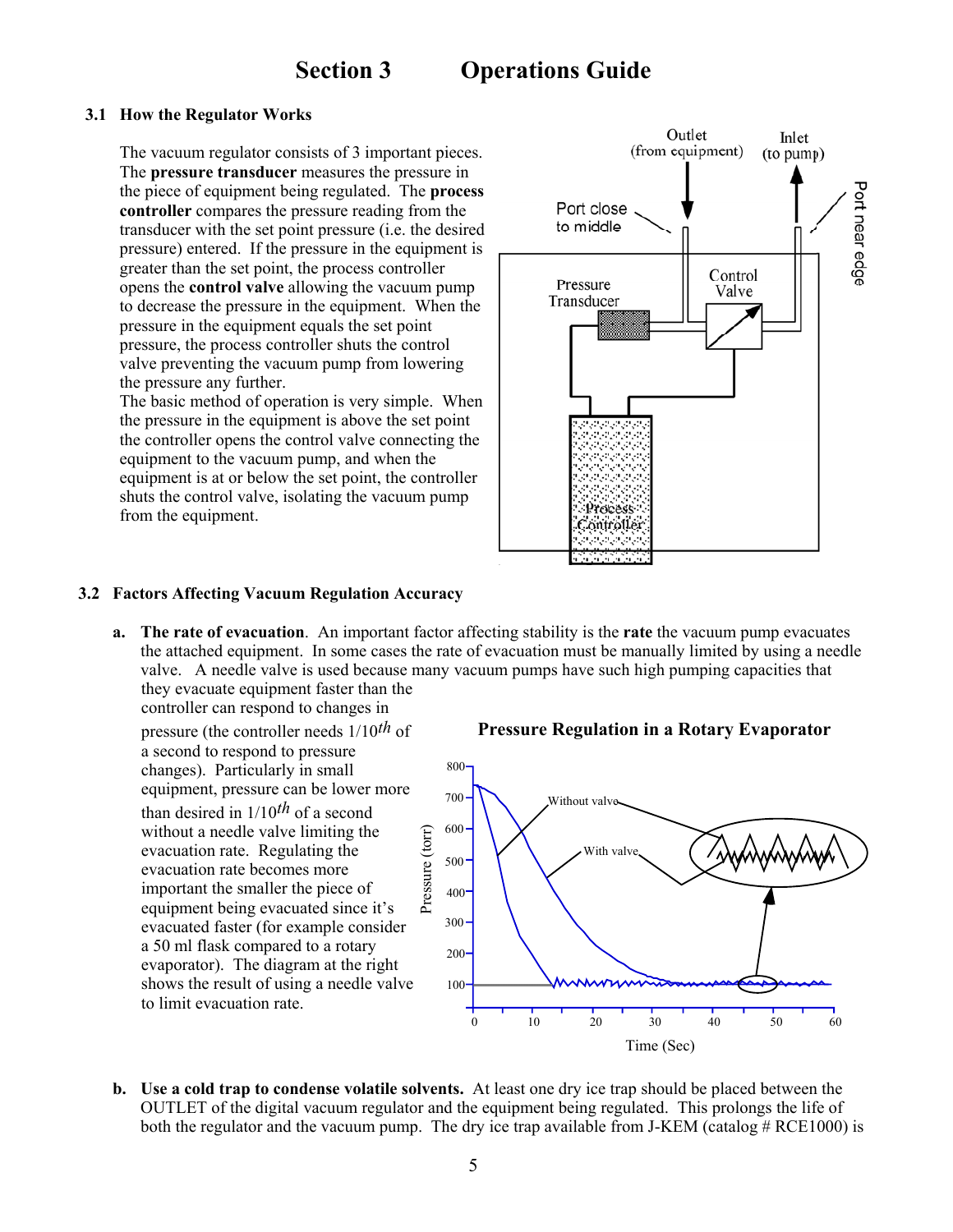# Section 3 Operations Guide

## 3.1 How the Regulator Works

The vacuum regulator consists of 3 important pieces. The **pressure transducer** measures the pressure in the piece of equipment being regulated. The **process controller** compares the pressure reading from the transducer with the set point pressure (i.e. the desired pressure) entered. If the pressure in the equipment is greater than the set point, the process controller opens the **control valve** allowing the vacuum pump to decrease the pressure in the equipment. When the pressure in the equipment equals the set point pressure, the process controller shuts the control valve preventing the vacuum pump from lowering the pressure any further.

The basic method of operation is very simple. When the pressure in the equipment is above the set point the controller opens the control valve connecting the equipment to the vacuum pump, and when the equipment is at or below the set point, the controller shuts the control valve, isolating the vacuum pump from the equipment.

## 3.2 Factors Affecting Vacuum Regulation Accuracy

**a. The rate of evacuation**. An important factor affecting stability is the **rate** the vacuum pump evacuates the attached equipment. In some cases the rate of evacuation must be manually limited by using a needle valve. A needle valve is used because many vacuum pumps have such high pumping capacities that they evacuate equipment faster than the controller can respond to changes in pressure (the controller needs 1/10$^{th}$ of a second to respond to pressure changes). Particularly in small equipment, pressure can be lower more than desired in 1/10$^{th}$ of a second without a needle valve limiting the evacuation rate. Regulating the evacuation rate becomes more important the smaller the piece of equipment being evacuated since it's evacuated faster (for example consider a 50 ml flask compared to a rotary evaporator). The diagram at the right shows the result of using a needle valve to limit evacuation rate.

**b. Use a cold trap to condense volatile solvents.** At least one dry ice trap should be placed between the OUTLET of the digital vacuum regulator and the equipment being regulated. This prolongs the life of both the regulator and the vacuum pump. The dry ice trap available from J-KEM (catalog # RCE1000) is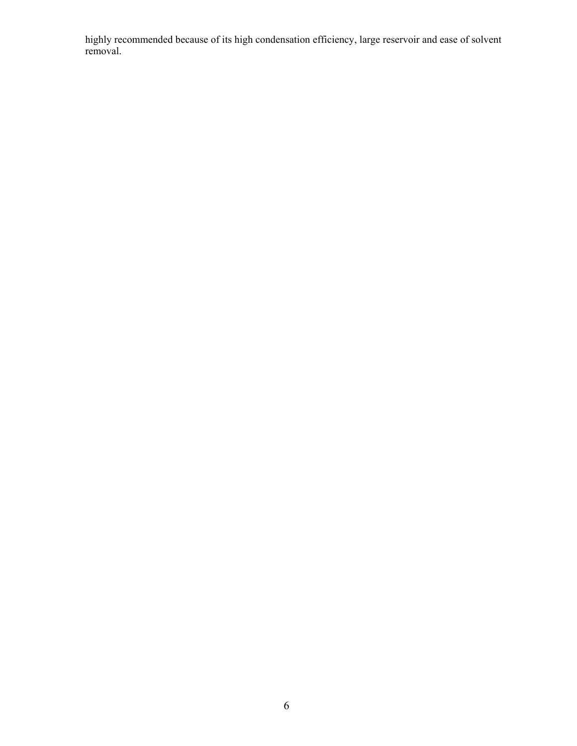highly recommended because of its high condensation efficiency, large reservoir and ease of solvent removal.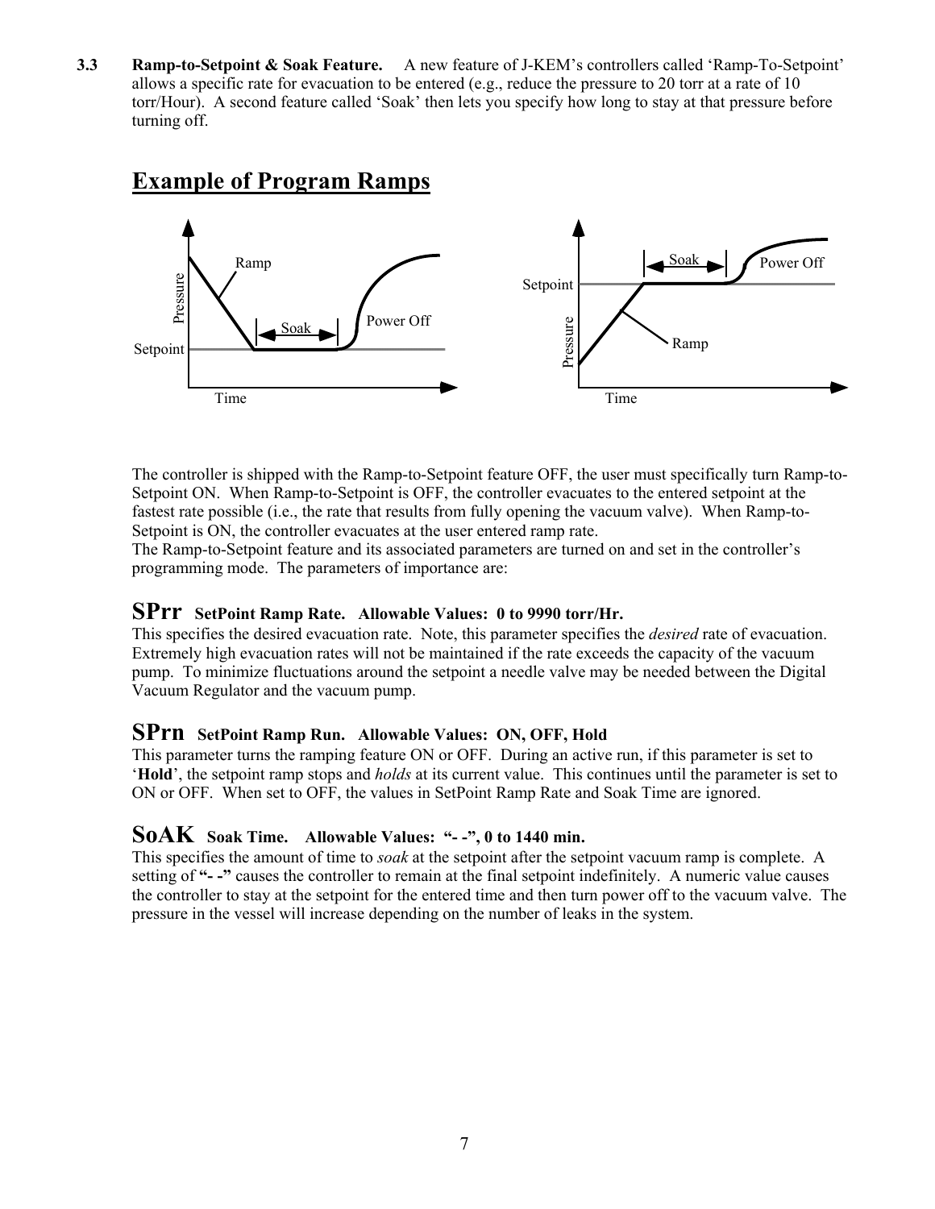**3.3 Ramp-to-Setpoint & Soak Feature.** A new feature of J-KEM's controllers called 'Ramp-To-Setpoint' allows a specific rate for evacuation to be entered (e.g., reduce the pressure to 20 torr at a rate of 10 torr/Hour). A second feature called 'Soak' then lets you specify how long to stay at that pressure before turning off.

## Example of Program Ramps

The controller is shipped with the Ramp-to-Setpoint feature OFF, the user must specifically turn Ramp-to-Setpoint ON. When Ramp-to-Setpoint is OFF, the controller evacuates to the entered setpoint at the fastest rate possible (i.e., the rate that results from fully opening the vacuum valve). When Ramp-to-Setpoint is ON, the controller evacuates at the user entered ramp rate.

The Ramp-to-Setpoint feature and its associated parameters are turned on and set in the controller's programming mode. The parameters of importance are:

### SPrr SetPoint Ramp Rate. Allowable Values: 0 to 9990 torr/Hr.

This specifies the desired evacuation rate. Note, this parameter specifies the *desired* rate of evacuation. Extremely high evacuation rates will not be maintained if the rate exceeds the capacity of the vacuum pump. To minimize fluctuations around the setpoint a needle valve may be needed between the Digital Vacuum Regulator and the vacuum pump.

### SPrn SetPoint Ramp Run. Allowable Values: ON, OFF, Hold

This parameter turns the ramping feature ON or OFF. During an active run, if this parameter is set to '**Hold**', the setpoint ramp stops and *holds* at its current value. This continues until the parameter is set to ON or OFF. When set to OFF, the values in SetPoint Ramp Rate and Soak Time are ignored.

### SoAK Soak Time. Allowable Values: "- -", 0 to 1440 min.

This specifies the amount of time to *soak* at the setpoint after the setpoint vacuum ramp is complete. A setting of **"- -"** causes the controller to remain at the final setpoint indefinitely. A numeric value causes the controller to stay at the setpoint for the entered time and then turn power off to the vacuum valve. The pressure in the vessel will increase depending on the number of leaks in the system.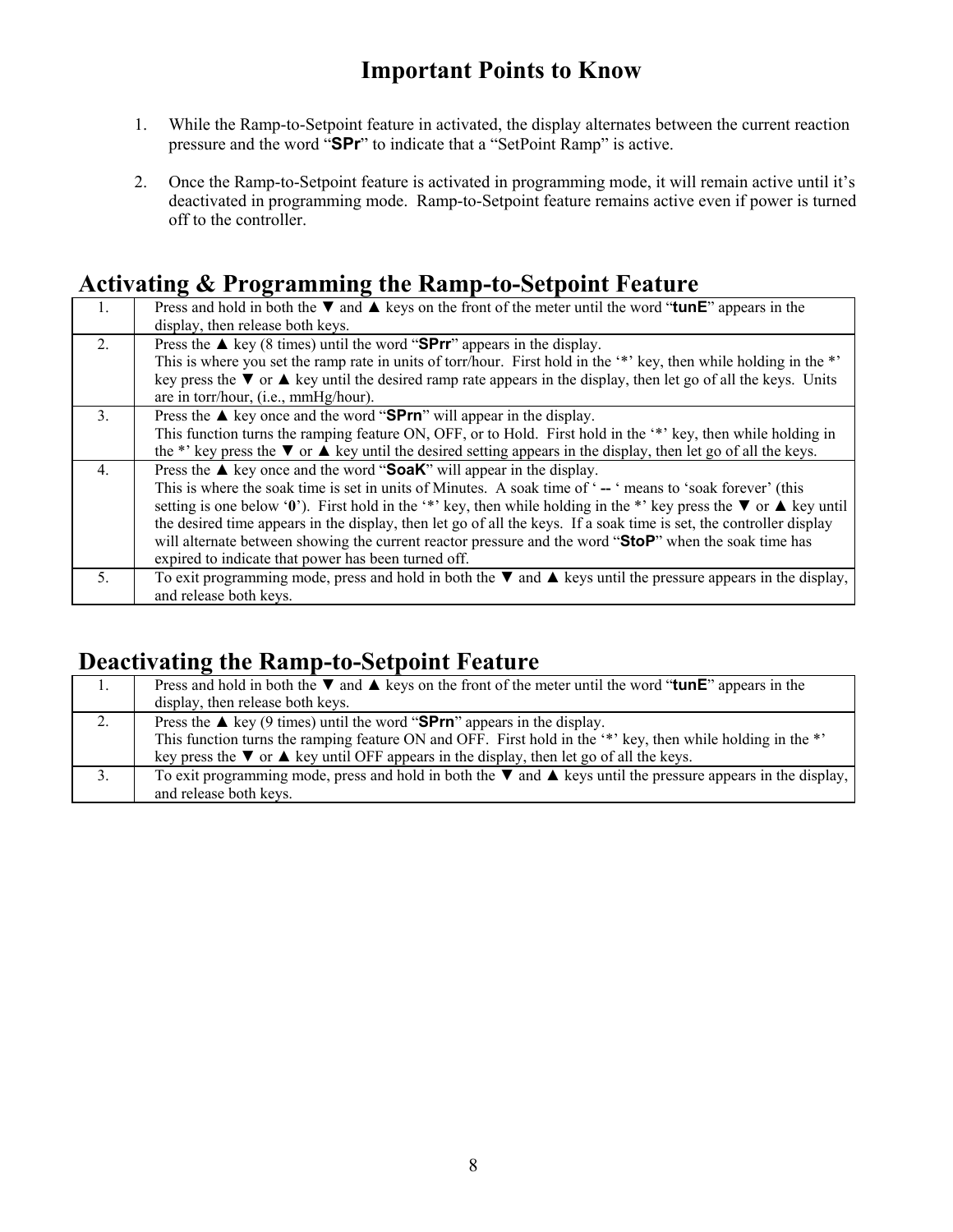## Important Points to Know

1. While the Ramp-to-Setpoint feature in activated, the display alternates between the current reaction pressure and the word "**SPr**" to indicate that a "SetPoint Ramp" is active.

2. Once the Ramp-to-Setpoint feature is activated in programming mode, it will remain active until it's deactivated in programming mode. Ramp-to-Setpoint feature remains active even if power is turned off to the controller.

## Activating & Programming the Ramp-to-Setpoint Feature

| | |
|---|---|
| 1. | Press and hold in both the ▼ and ▲ keys on the front of the meter until the word "**tunE**" appears in the display, then release both keys. |
| 2. | Press the ▲ key (8 times) until the word "**SPrr**" appears in the display.<br>This is where you set the ramp rate in units of torr/hour. First hold in the '*' key, then while holding in the *' key press the ▼ or ▲ key until the desired ramp rate appears in the display, then let go of all the keys. Units are in torr/hour, (i.e., mmHg/hour). |
| 3. | Press the ▲ key once and the word "**SPrn**" will appear in the display.<br>This function turns the ramping feature ON, OFF, or to Hold. First hold in the '*' key, then while holding in the *' key press the ▼ or ▲ key until the desired setting appears in the display, then let go of all the keys. |
| 4. | Press the ▲ key once and the word "**SoaK**" will appear in the display.<br>This is where the soak time is set in units of Minutes. A soak time of ' **--** ' means to 'soak forever' (this setting is one below '**0**'). First hold in the '*' key, then while holding in the *' key press the ▼ or ▲ key until the desired time appears in the display, then let go of all the keys. If a soak time is set, the controller display will alternate between showing the current reactor pressure and the word "**StoP**" when the soak time has expired to indicate that power has been turned off. |
| 5. | To exit programming mode, press and hold in both the ▼ and ▲ keys until the pressure appears in the display, and release both keys. |

## Deactivating the Ramp-to-Setpoint Feature

| | |
|---|---|
| 1. | Press and hold in both the ▼ and ▲ keys on the front of the meter until the word "**tunE**" appears in the display, then release both keys. |
| 2. | Press the ▲ key (9 times) until the word "**SPrn**" appears in the display.<br>This function turns the ramping feature ON and OFF. First hold in the '*' key, then while holding in the *' key press the ▼ or ▲ key until OFF appears in the display, then let go of all the keys. |
| 3. | To exit programming mode, press and hold in both the ▼ and ▲ keys until the pressure appears in the display, and release both keys. |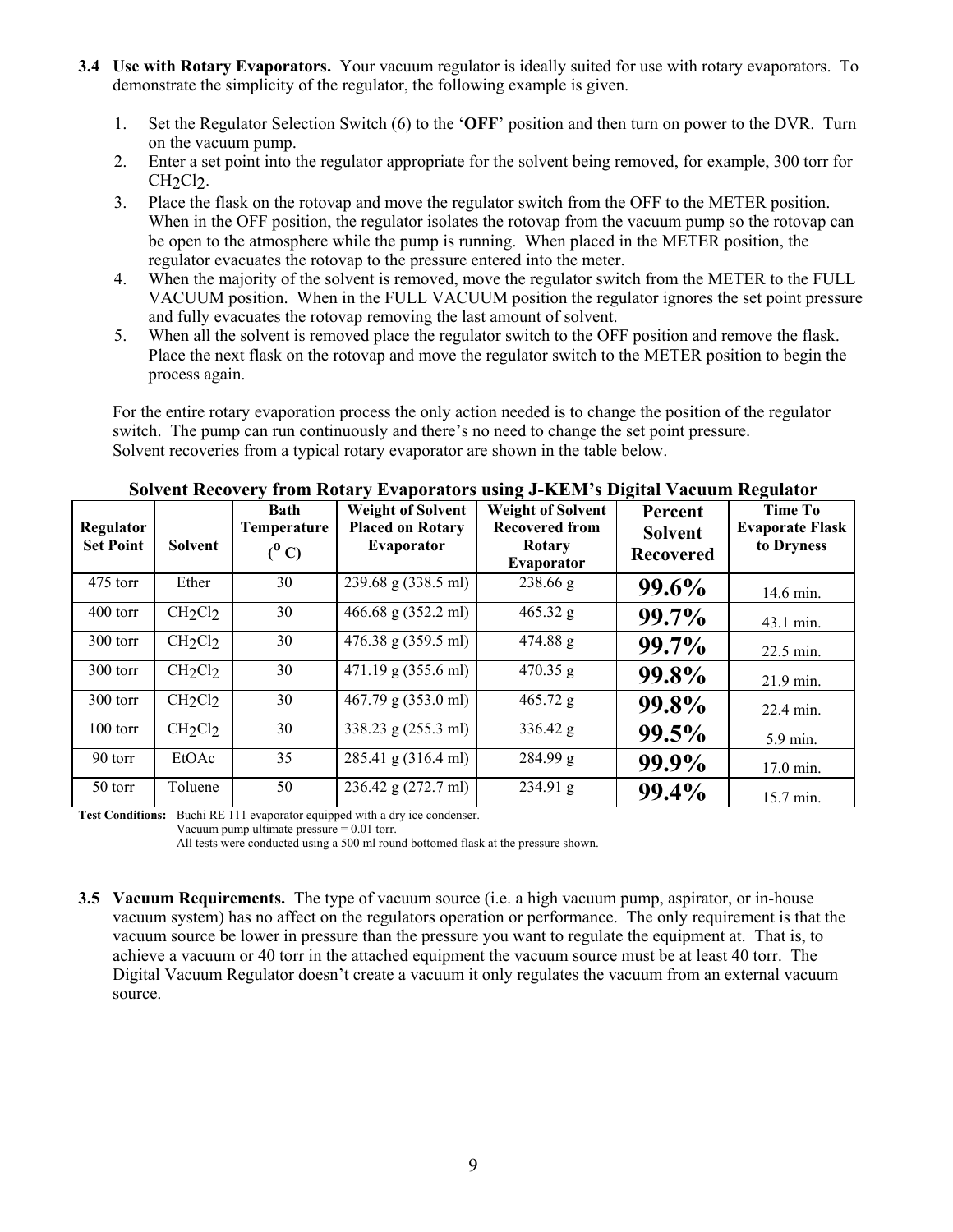**3.4 Use with Rotary Evaporators.** Your vacuum regulator is ideally suited for use with rotary evaporators. To demonstrate the simplicity of the regulator, the following example is given.

1. Set the Regulator Selection Switch (6) to the '**OFF**' position and then turn on power to the DVR. Turn on the vacuum pump.
2. Enter a set point into the regulator appropriate for the solvent being removed, for example, 300 torr for $CH_2Cl_2$.
3. Place the flask on the rotovap and move the regulator switch from the OFF to the METER position. When in the OFF position, the regulator isolates the rotovap from the vacuum pump so the rotovap can be open to the atmosphere while the pump is running. When placed in the METER position, the regulator evacuates the rotovap to the pressure entered into the meter.
4. When the majority of the solvent is removed, move the regulator switch from the METER to the FULL VACUUM position. When in the FULL VACUUM position the regulator ignores the set point pressure and fully evacuates the rotovap removing the last amount of solvent.
5. When all the solvent is removed place the regulator switch to the OFF position and remove the flask. Place the next flask on the rotovap and move the regulator switch to the METER position to begin the process again.

For the entire rotary evaporation process the only action needed is to change the position of the regulator switch. The pump can run continuously and there's no need to change the set point pressure. Solvent recoveries from a typical rotary evaporator are shown in the table below.

**Solvent Recovery from Rotary Evaporators using J-KEM's Digital Vacuum Regulator**

| Regulator Set Point | Solvent | Bath Temperature ($^0$ C) | Weight of Solvent Placed on Rotary Evaporator | Weight of Solvent Recovered from Rotary Evaporator | Percent Solvent Recovered | Time To Evaporate Flask to Dryness |
|---|---|---|---|---|---|---|
| 475 torr | Ether | 30 | 239.68 g (338.5 ml) | 238.66 g | **99.6%** | 14.6 min. |
| 400 torr | $CH_2Cl_2$ | 30 | 466.68 g (352.2 ml) | 465.32 g | **99.7%** | 43.1 min. |
| 300 torr | $CH_2Cl_2$ | 30 | 476.38 g (359.5 ml) | 474.88 g | **99.7%** | 22.5 min. |
| 300 torr | $CH_2Cl_2$ | 30 | 471.19 g (355.6 ml) | 470.35 g | **99.8%** | 21.9 min. |
| 300 torr | $CH_2Cl_2$ | 30 | 467.79 g (353.0 ml) | 465.72 g | **99.8%** | 22.4 min. |
| 100 torr | $CH_2Cl_2$ | 30 | 338.23 g (255.3 ml) | 336.42 g | **99.5%** | 5.9 min. |
| 90 torr | EtOAc | 35 | 285.41 g (316.4 ml) | 284.99 g | **99.9%** | 17.0 min. |
| 50 torr | Toluene | 50 | 236.42 g (272.7 ml) | 234.91 g | **99.4%** | 15.7 min. |

**Test Conditions:** Buchi RE 111 evaporator equipped with a dry ice condenser.
Vacuum pump ultimate pressure = 0.01 torr.
All tests were conducted using a 500 ml round bottomed flask at the pressure shown.

**3.5 Vacuum Requirements.** The type of vacuum source (i.e. a high vacuum pump, aspirator, or in-house vacuum system) has no affect on the regulators operation or performance. The only requirement is that the vacuum source be lower in pressure than the pressure you want to regulate the equipment at. That is, to achieve a vacuum or 40 torr in the attached equipment the vacuum source must be at least 40 torr. The Digital Vacuum Regulator doesn't create a vacuum it only regulates the vacuum from an external vacuum source.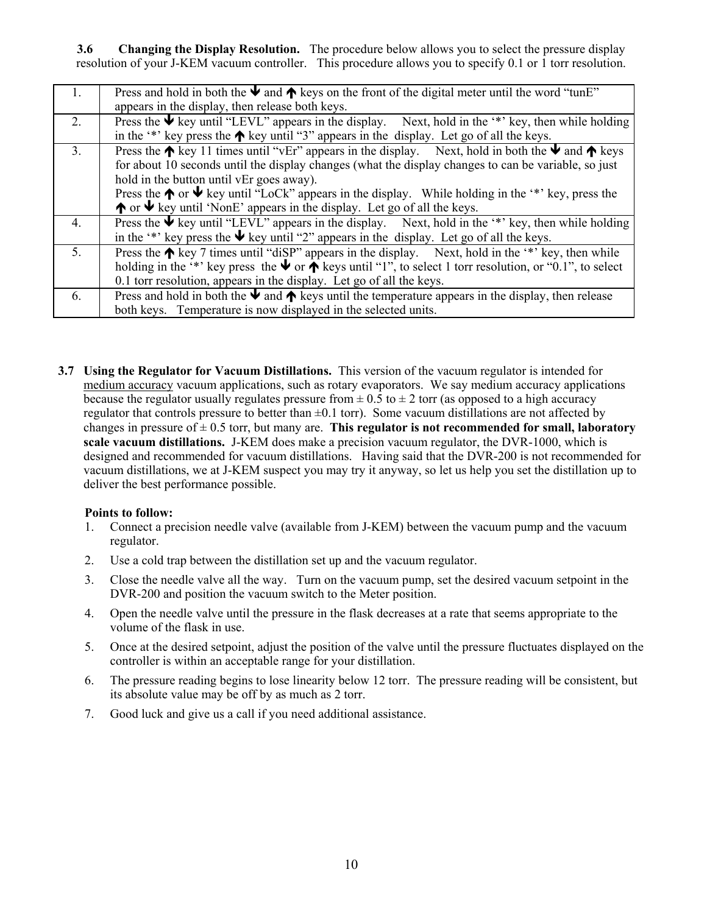**3.6 Changing the Display Resolution.** The procedure below allows you to select the pressure display resolution of your J-KEM vacuum controller. This procedure allows you to specify 0.1 or 1 torr resolution.

| | |
|---|---|
| 1. | Press and hold in both the ↓ and ↑ keys on the front of the digital meter until the word "tunE" appears in the display, then release both keys. |
| 2. | Press the ↓ key until "LEVL" appears in the display. Next, hold in the '*' key, then while holding in the '*' key press the ↑ key until "3" appears in the display. Let go of all the keys. |
| 3. | Press the ↑ key 11 times until "vEr" appears in the display. Next, hold in both the ↓ and ↑ keys for about 10 seconds until the display changes (what the display changes to can be variable, so just hold in the button until vEr goes away).<br>Press the ↑ or ↓ key until "LoCk" appears in the display. While holding in the '*' key, press the ↑ or ↓ key until 'NonE' appears in the display. Let go of all the keys. |
| 4. | Press the ↓ key until "LEVL" appears in the display. Next, hold in the '*' key, then while holding in the '*' key press the ↓ key until "2" appears in the display. Let go of all the keys. |
| 5. | Press the ↑ key 7 times until "diSP" appears in the display. Next, hold in the '*' key, then while holding in the '*' key press the ↓ or ↑ keys until "1", to select 1 torr resolution, or "0.1", to select 0.1 torr resolution, appears in the display. Let go of all the keys. |
| 6. | Press and hold in both the ↓ and ↑ keys until the temperature appears in the display, then release both keys. Temperature is now displayed in the selected units. |

**3.7 Using the Regulator for Vacuum Distillations.** This version of the vacuum regulator is intended for medium accuracy vacuum applications, such as rotary evaporators. We say medium accuracy applications because the regulator usually regulates pressure from ± 0.5 to ± 2 torr (as opposed to a high accuracy regulator that controls pressure to better than ±0.1 torr). Some vacuum distillations are not affected by changes in pressure of ± 0.5 torr, but many are. **This regulator is not recommended for small, laboratory scale vacuum distillations.** J-KEM does make a precision vacuum regulator, the DVR-1000, which is designed and recommended for vacuum distillations. Having said that the DVR-200 is not recommended for vacuum distillations, we at J-KEM suspect you may try it anyway, so let us help you set the distillation up to deliver the best performance possible.

**Points to follow:**

1. Connect a precision needle valve (available from J-KEM) between the vacuum pump and the vacuum regulator.
2. Use a cold trap between the distillation set up and the vacuum regulator.
3. Close the needle valve all the way. Turn on the vacuum pump, set the desired vacuum setpoint in the DVR-200 and position the vacuum switch to the Meter position.
4. Open the needle valve until the pressure in the flask decreases at a rate that seems appropriate to the volume of the flask in use.
5. Once at the desired setpoint, adjust the position of the valve until the pressure fluctuates displayed on the controller is within an acceptable range for your distillation.
6. The pressure reading begins to lose linearity below 12 torr. The pressure reading will be consistent, but its absolute value may be off by as much as 2 torr.
7. Good luck and give us a call if you need additional assistance.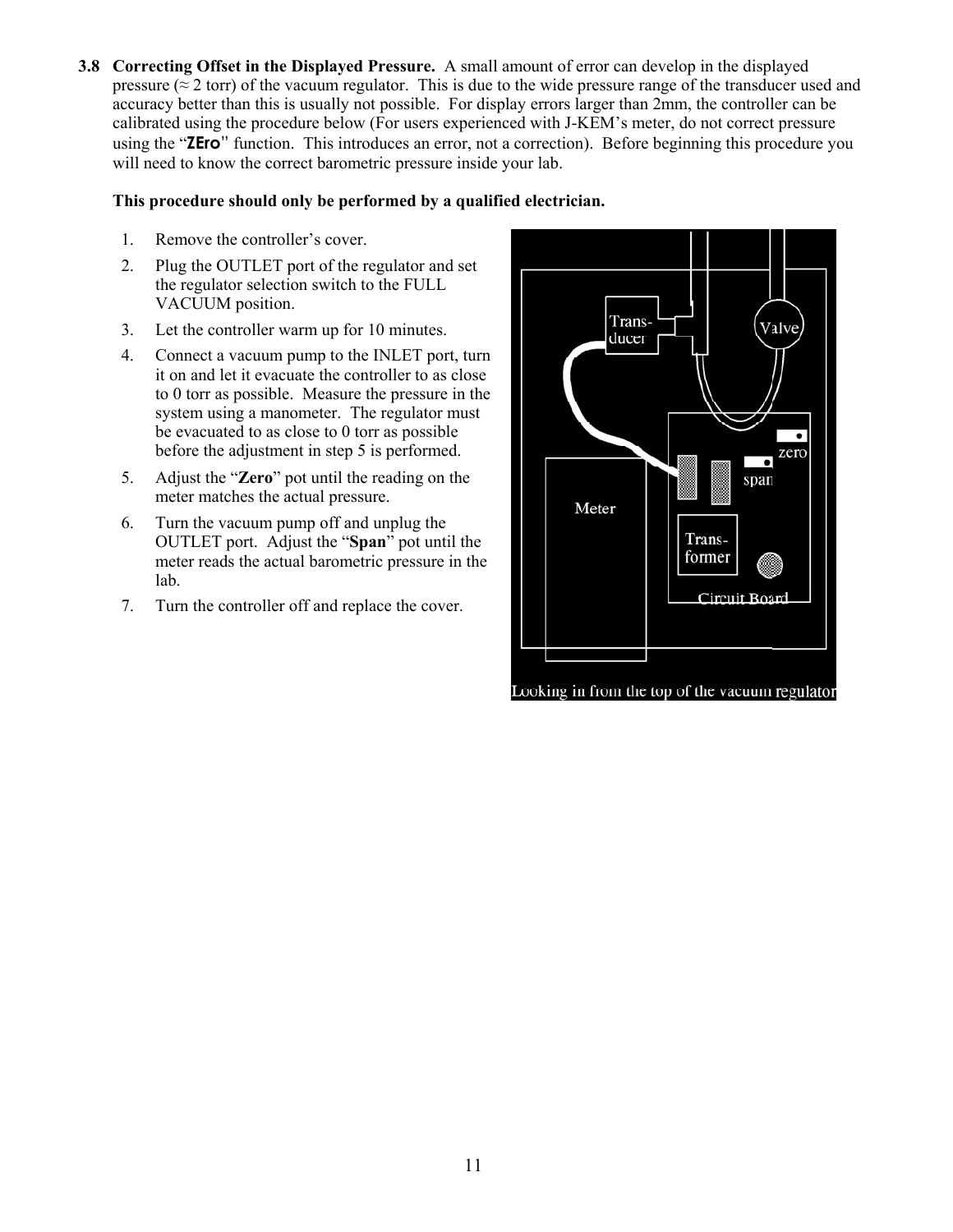**3.8 Correcting Offset in the Displayed Pressure.** A small amount of error can develop in the displayed pressure (≈ 2 torr) of the vacuum regulator. This is due to the wide pressure range of the transducer used and accuracy better than this is usually not possible. For display errors larger than 2mm, the controller can be calibrated using the procedure below (For users experienced with J-KEM's meter, do not correct pressure using the "**ZEro**" function. This introduces an error, not a correction). Before beginning this procedure you will need to know the correct barometric pressure inside your lab.

**This procedure should only be performed by a qualified electrician.**

1. Remove the controller's cover.
2. Plug the OUTLET port of the regulator and set the regulator selection switch to the FULL VACUUM position.
3. Let the controller warm up for 10 minutes.
4. Connect a vacuum pump to the INLET port, turn it on and let it evacuate the controller to as close to 0 torr as possible. Measure the pressure in the system using a manometer. The regulator must be evacuated to as close to 0 torr as possible before the adjustment in step 5 is performed.
5. Adjust the "**Zero**" pot until the reading on the meter matches the actual pressure.
6. Turn the vacuum pump off and unplug the OUTLET port. Adjust the "**Span**" pot until the meter reads the actual barometric pressure in the lab.
7. Turn the controller off and replace the cover.

Trans-ducer

Valve

zero

span

Meter

Trans-former

Circuit Board

Looking in from the top of the vacuum regulator